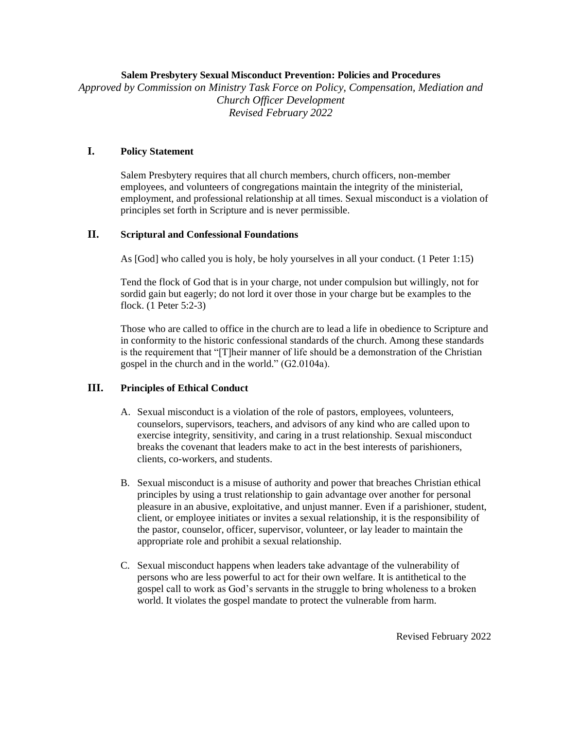**Salem Presbytery Sexual Misconduct Prevention: Policies and Procedures**

*Approved by Commission on Ministry Task Force on Policy, Compensation, Mediation and Church Officer Development*

*Revised February 2022*

## I. Policy Statement

Salem Presbytery requires that all church members, church officers, non-member employees, and volunteers of congregations maintain the integrity of the ministerial, employment, and professional relationship at all times. Sexual misconduct is a violation of principles set forth in Scripture and is never permissible.

## II. Scriptural and Confessional Foundations

As [God] who called you is holy, be holy yourselves in all your conduct. (1 Peter 1:15)

Tend the flock of God that is in your charge, not under compulsion but willingly, not for sordid gain but eagerly; do not lord it over those in your charge but be examples to the flock. (1 Peter 5:2-3)

Those who are called to office in the church are to lead a life in obedience to Scripture and in conformity to the historic confessional standards of the church. Among these standards is the requirement that "[T]heir manner of life should be a demonstration of the Christian gospel in the church and in the world." (G2.0104a).

## III. Principles of Ethical Conduct

A. Sexual misconduct is a violation of the role of pastors, employees, volunteers, counselors, supervisors, teachers, and advisors of any kind who are called upon to exercise integrity, sensitivity, and caring in a trust relationship. Sexual misconduct breaks the covenant that leaders make to act in the best interests of parishioners, clients, co-workers, and students.

B. Sexual misconduct is a misuse of authority and power that breaches Christian ethical principles by using a trust relationship to gain advantage over another for personal pleasure in an abusive, exploitative, and unjust manner. Even if a parishioner, student, client, or employee initiates or invites a sexual relationship, it is the responsibility of the pastor, counselor, officer, supervisor, volunteer, or lay leader to maintain the appropriate role and prohibit a sexual relationship.

C. Sexual misconduct happens when leaders take advantage of the vulnerability of persons who are less powerful to act for their own welfare. It is antithetical to the gospel call to work as God's servants in the struggle to bring wholeness to a broken world. It violates the gospel mandate to protect the vulnerable from harm.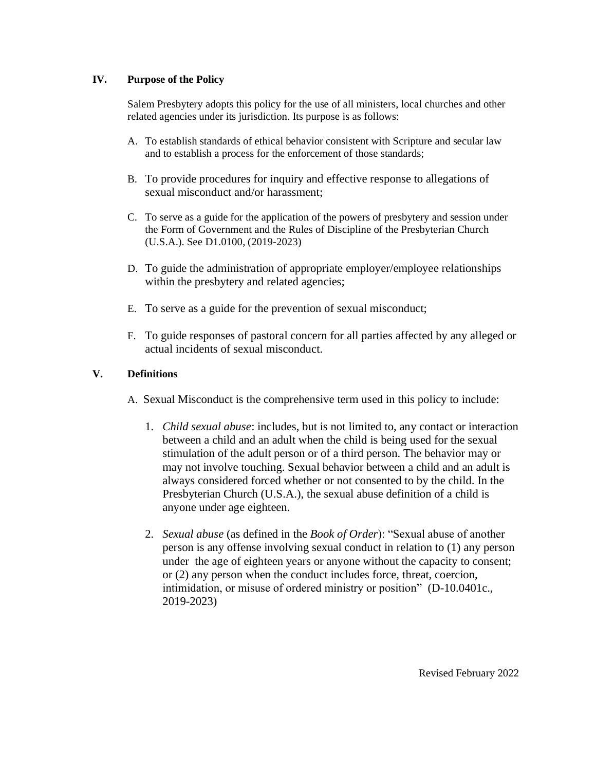## IV. Purpose of the Policy

Salem Presbytery adopts this policy for the use of all ministers, local churches and other related agencies under its jurisdiction. Its purpose is as follows:

A. To establish standards of ethical behavior consistent with Scripture and secular law and to establish a process for the enforcement of those standards;

B. To provide procedures for inquiry and effective response to allegations of sexual misconduct and/or harassment;

C. To serve as a guide for the application of the powers of presbytery and session under the Form of Government and the Rules of Discipline of the Presbyterian Church (U.S.A.). See D1.0100, (2019-2023)

D. To guide the administration of appropriate employer/employee relationships within the presbytery and related agencies;

E. To serve as a guide for the prevention of sexual misconduct;

F. To guide responses of pastoral concern for all parties affected by any alleged or actual incidents of sexual misconduct.

## V. Definitions

A. Sexual Misconduct is the comprehensive term used in this policy to include:

1. *Child sexual abuse*: includes, but is not limited to, any contact or interaction between a child and an adult when the child is being used for the sexual stimulation of the adult person or of a third person. The behavior may or may not involve touching. Sexual behavior between a child and an adult is always considered forced whether or not consented to by the child. In the Presbyterian Church (U.S.A.), the sexual abuse definition of a child is anyone under age eighteen.

2. *Sexual abuse* (as defined in the *Book of Order*): "Sexual abuse of another person is any offense involving sexual conduct in relation to (1) any person under the age of eighteen years or anyone without the capacity to consent; or (2) any person when the conduct includes force, threat, coercion, intimidation, or misuse of ordered ministry or position" (D-10.0401c., 2019-2023)

Revised February 2022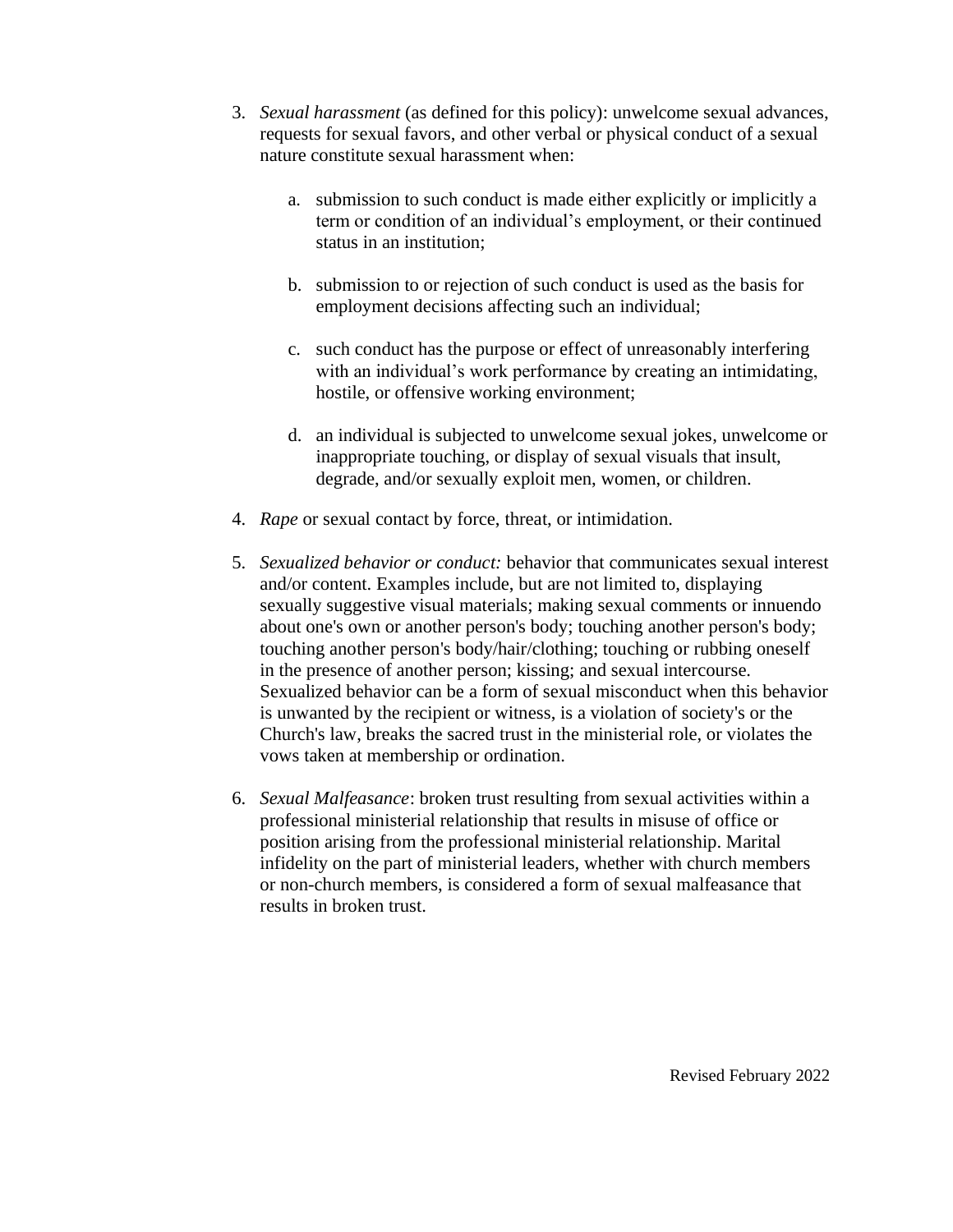3. *Sexual harassment* (as defined for this policy): unwelcome sexual advances, requests for sexual favors, and other verbal or physical conduct of a sexual nature constitute sexual harassment when:

    a. submission to such conduct is made either explicitly or implicitly a term or condition of an individual's employment, or their continued status in an institution;

    b. submission to or rejection of such conduct is used as the basis for employment decisions affecting such an individual;

    c. such conduct has the purpose or effect of unreasonably interfering with an individual's work performance by creating an intimidating, hostile, or offensive working environment;

    d. an individual is subjected to unwelcome sexual jokes, unwelcome or inappropriate touching, or display of sexual visuals that insult, degrade, and/or sexually exploit men, women, or children.

4. *Rape* or sexual contact by force, threat, or intimidation.

5. *Sexualized behavior or conduct:* behavior that communicates sexual interest and/or content. Examples include, but are not limited to, displaying sexually suggestive visual materials; making sexual comments or innuendo about one's own or another person's body; touching another person's body; touching another person's body/hair/clothing; touching or rubbing oneself in the presence of another person; kissing; and sexual intercourse. Sexualized behavior can be a form of sexual misconduct when this behavior is unwanted by the recipient or witness, is a violation of society's or the Church's law, breaks the sacred trust in the ministerial role, or violates the vows taken at membership or ordination.

6. *Sexual Malfeasance*: broken trust resulting from sexual activities within a professional ministerial relationship that results in misuse of office or position arising from the professional ministerial relationship. Marital infidelity on the part of ministerial leaders, whether with church members or non-church members, is considered a form of sexual malfeasance that results in broken trust.

Revised February 2022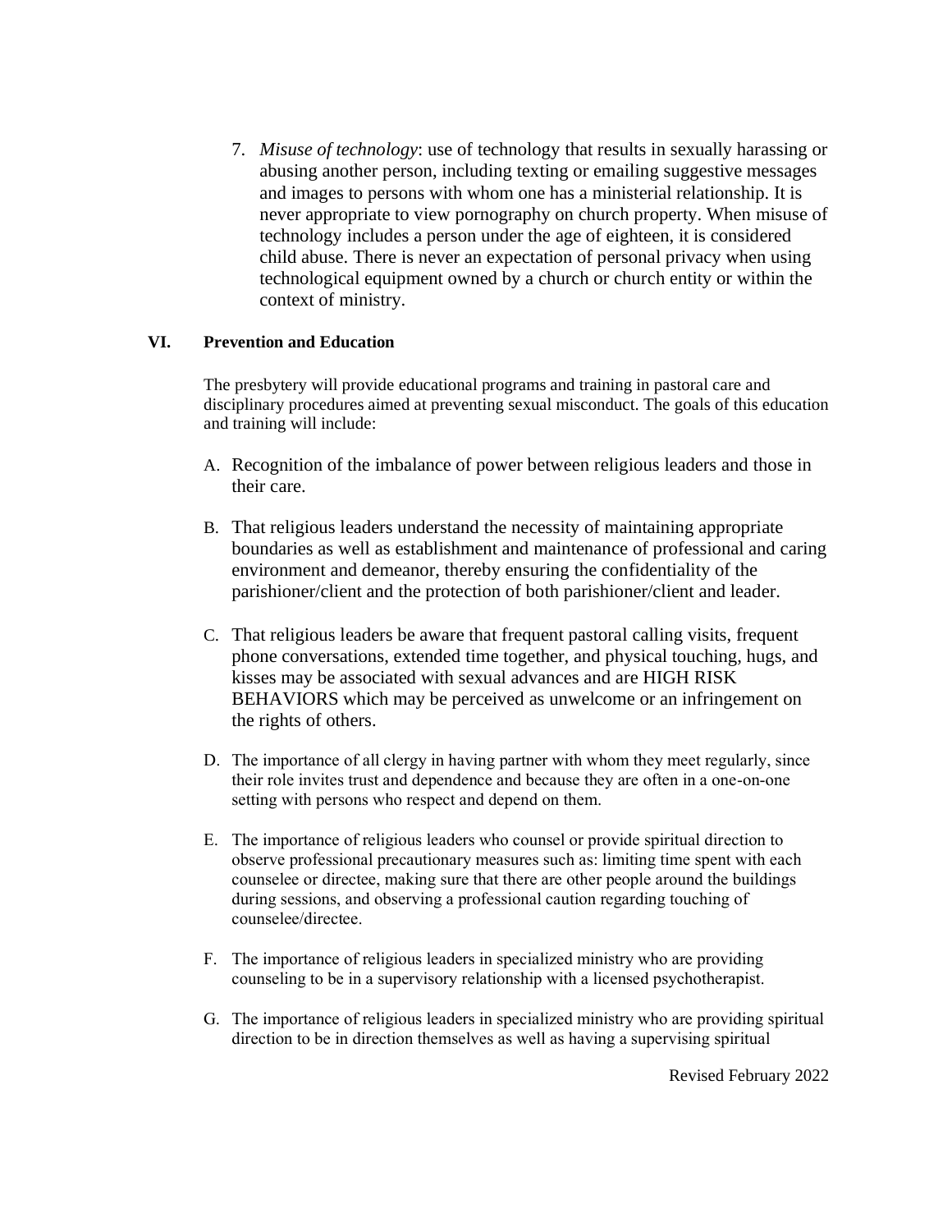7. *Misuse of technology*: use of technology that results in sexually harassing or abusing another person, including texting or emailing suggestive messages and images to persons with whom one has a ministerial relationship. It is never appropriate to view pornography on church property. When misuse of technology includes a person under the age of eighteen, it is considered child abuse. There is never an expectation of personal privacy when using technological equipment owned by a church or church entity or within the context of ministry.

## VI. Prevention and Education

The presbytery will provide educational programs and training in pastoral care and disciplinary procedures aimed at preventing sexual misconduct. The goals of this education and training will include:

A. Recognition of the imbalance of power between religious leaders and those in their care.

B. That religious leaders understand the necessity of maintaining appropriate boundaries as well as establishment and maintenance of professional and caring environment and demeanor, thereby ensuring the confidentiality of the parishioner/client and the protection of both parishioner/client and leader.

C. That religious leaders be aware that frequent pastoral calling visits, frequent phone conversations, extended time together, and physical touching, hugs, and kisses may be associated with sexual advances and are HIGH RISK BEHAVIORS which may be perceived as unwelcome or an infringement on the rights of others.

D. The importance of all clergy in having partner with whom they meet regularly, since their role invites trust and dependence and because they are often in a one-on-one setting with persons who respect and depend on them.

E. The importance of religious leaders who counsel or provide spiritual direction to observe professional precautionary measures such as: limiting time spent with each counselee or directee, making sure that there are other people around the buildings during sessions, and observing a professional caution regarding touching of counselee/directee.

F. The importance of religious leaders in specialized ministry who are providing counseling to be in a supervisory relationship with a licensed psychotherapist.

G. The importance of religious leaders in specialized ministry who are providing spiritual direction to be in direction themselves as well as having a supervising spiritual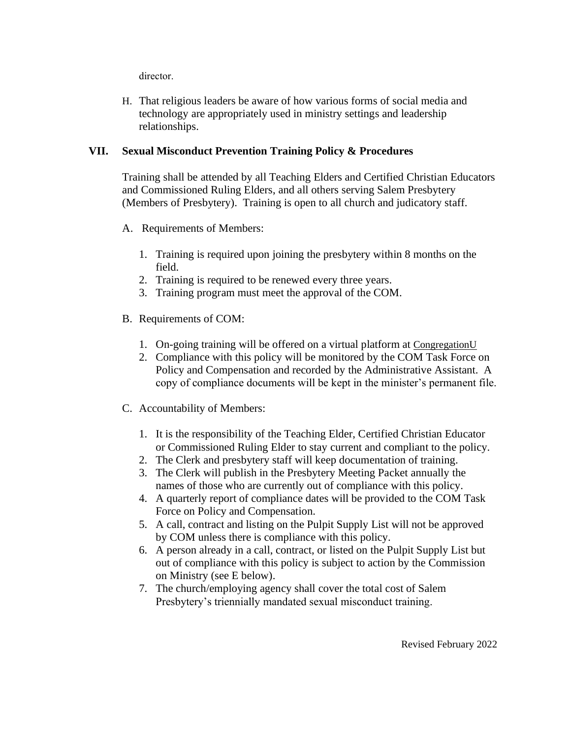director.

H. That religious leaders be aware of how various forms of social media and technology are appropriately used in ministry settings and leadership relationships.

## VII. Sexual Misconduct Prevention Training Policy & Procedures

Training shall be attended by all Teaching Elders and Certified Christian Educators and Commissioned Ruling Elders, and all others serving Salem Presbytery (Members of Presbytery). Training is open to all church and judicatory staff.

A. Requirements of Members:

1. Training is required upon joining the presbytery within 8 months on the field.
2. Training is required to be renewed every three years.
3. Training program must meet the approval of the COM.

B. Requirements of COM:

1. On-going training will be offered on a virtual platform at CongregationU
2. Compliance with this policy will be monitored by the COM Task Force on Policy and Compensation and recorded by the Administrative Assistant. A copy of compliance documents will be kept in the minister's permanent file.

C. Accountability of Members:

1. It is the responsibility of the Teaching Elder, Certified Christian Educator or Commissioned Ruling Elder to stay current and compliant to the policy.
2. The Clerk and presbytery staff will keep documentation of training.
3. The Clerk will publish in the Presbytery Meeting Packet annually the names of those who are currently out of compliance with this policy.
4. A quarterly report of compliance dates will be provided to the COM Task Force on Policy and Compensation.
5. A call, contract and listing on the Pulpit Supply List will not be approved by COM unless there is compliance with this policy.
6. A person already in a call, contract, or listed on the Pulpit Supply List but out of compliance with this policy is subject to action by the Commission on Ministry (see E below).
7. The church/employing agency shall cover the total cost of Salem Presbytery's triennially mandated sexual misconduct training.

Revised February 2022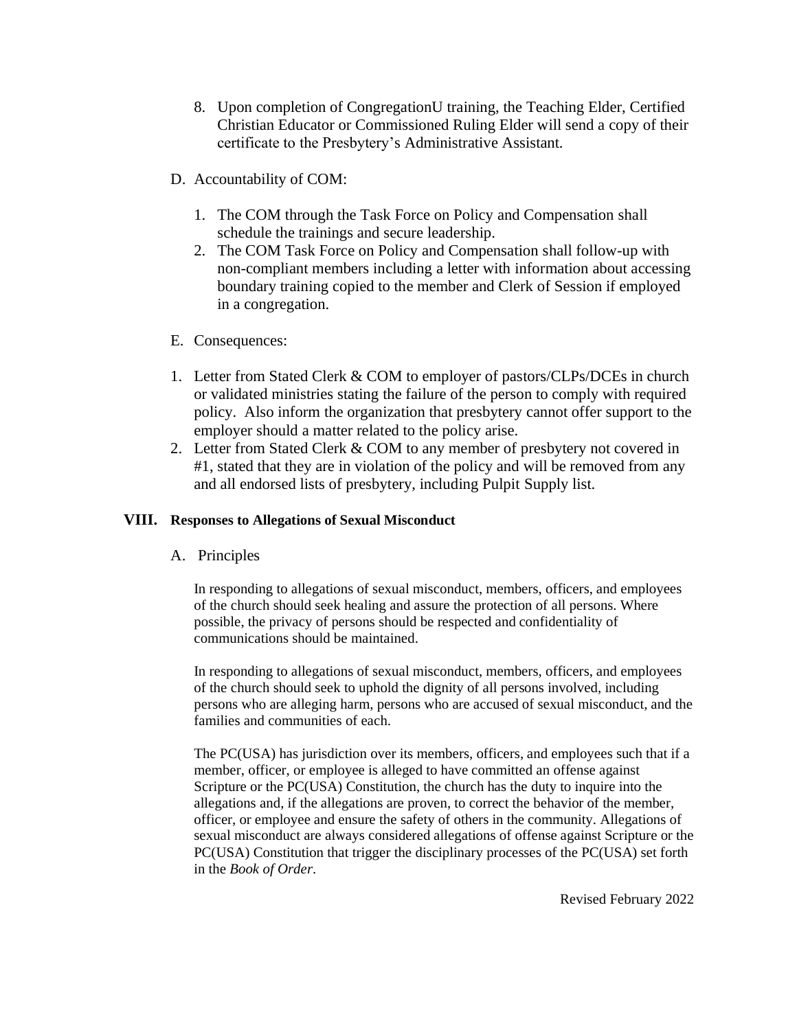8. Upon completion of CongregationU training, the Teaching Elder, Certified Christian Educator or Commissioned Ruling Elder will send a copy of their certificate to the Presbytery's Administrative Assistant.

D. Accountability of COM:

1. The COM through the Task Force on Policy and Compensation shall schedule the trainings and secure leadership.
2. The COM Task Force on Policy and Compensation shall follow-up with non-compliant members including a letter with information about accessing boundary training copied to the member and Clerk of Session if employed in a congregation.

E. Consequences:

1. Letter from Stated Clerk & COM to employer of pastors/CLPs/DCEs in church or validated ministries stating the failure of the person to comply with required policy. Also inform the organization that presbytery cannot offer support to the employer should a matter related to the policy arise.
2. Letter from Stated Clerk & COM to any member of presbytery not covered in #1, stated that they are in violation of the policy and will be removed from any and all endorsed lists of presbytery, including Pulpit Supply list.

## VIII. Responses to Allegations of Sexual Misconduct

A. Principles

In responding to allegations of sexual misconduct, members, officers, and employees of the church should seek healing and assure the protection of all persons. Where possible, the privacy of persons should be respected and confidentiality of communications should be maintained.

In responding to allegations of sexual misconduct, members, officers, and employees of the church should seek to uphold the dignity of all persons involved, including persons who are alleging harm, persons who are accused of sexual misconduct, and the families and communities of each.

The PC(USA) has jurisdiction over its members, officers, and employees such that if a member, officer, or employee is alleged to have committed an offense against Scripture or the PC(USA) Constitution, the church has the duty to inquire into the allegations and, if the allegations are proven, to correct the behavior of the member, officer, or employee and ensure the safety of others in the community. Allegations of sexual misconduct are always considered allegations of offense against Scripture or the PC(USA) Constitution that trigger the disciplinary processes of the PC(USA) set forth in the *Book of Order*.

Revised February 2022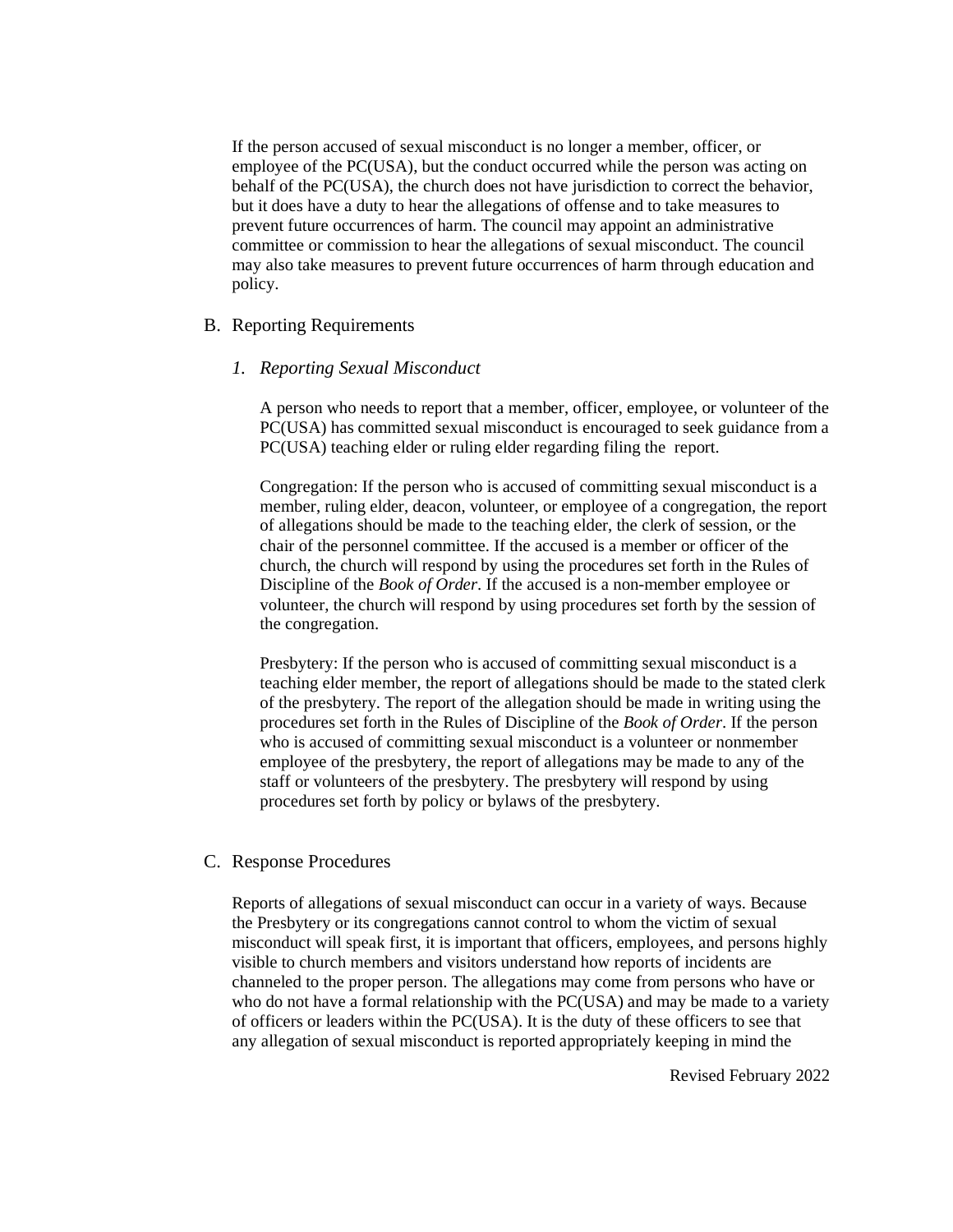If the person accused of sexual misconduct is no longer a member, officer, or employee of the PC(USA), but the conduct occurred while the person was acting on behalf of the PC(USA), the church does not have jurisdiction to correct the behavior, but it does have a duty to hear the allegations of offense and to take measures to prevent future occurrences of harm. The council may appoint an administrative committee or commission to hear the allegations of sexual misconduct. The council may also take measures to prevent future occurrences of harm through education and policy.

## B. Reporting Requirements

### *1. Reporting Sexual Misconduct*

A person who needs to report that a member, officer, employee, or volunteer of the PC(USA) has committed sexual misconduct is encouraged to seek guidance from a PC(USA) teaching elder or ruling elder regarding filing the report.

Congregation: If the person who is accused of committing sexual misconduct is a member, ruling elder, deacon, volunteer, or employee of a congregation, the report of allegations should be made to the teaching elder, the clerk of session, or the chair of the personnel committee. If the accused is a member or officer of the church, the church will respond by using the procedures set forth in the Rules of Discipline of the *Book of Order*. If the accused is a non-member employee or volunteer, the church will respond by using procedures set forth by the session of the congregation.

Presbytery: If the person who is accused of committing sexual misconduct is a teaching elder member, the report of allegations should be made to the stated clerk of the presbytery. The report of the allegation should be made in writing using the procedures set forth in the Rules of Discipline of the *Book of Order*. If the person who is accused of committing sexual misconduct is a volunteer or nonmember employee of the presbytery, the report of allegations may be made to any of the staff or volunteers of the presbytery. The presbytery will respond by using procedures set forth by policy or bylaws of the presbytery.

## C. Response Procedures

Reports of allegations of sexual misconduct can occur in a variety of ways. Because the Presbytery or its congregations cannot control to whom the victim of sexual misconduct will speak first, it is important that officers, employees, and persons highly visible to church members and visitors understand how reports of incidents are channeled to the proper person. The allegations may come from persons who have or who do not have a formal relationship with the PC(USA) and may be made to a variety of officers or leaders within the PC(USA). It is the duty of these officers to see that any allegation of sexual misconduct is reported appropriately keeping in mind the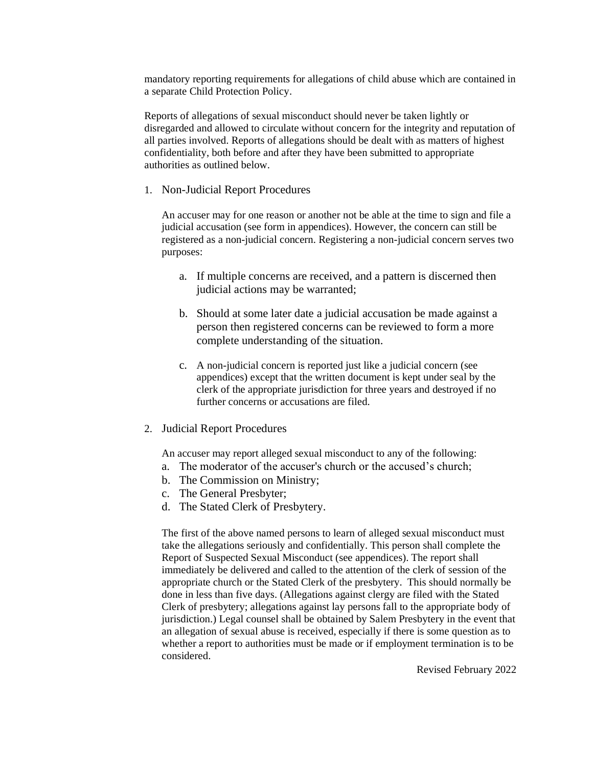mandatory reporting requirements for allegations of child abuse which are contained in a separate Child Protection Policy.

Reports of allegations of sexual misconduct should never be taken lightly or disregarded and allowed to circulate without concern for the integrity and reputation of all parties involved. Reports of allegations should be dealt with as matters of highest confidentiality, both before and after they have been submitted to appropriate authorities as outlined below.

1. Non-Judicial Report Procedures

   An accuser may for one reason or another not be able at the time to sign and file a judicial accusation (see form in appendices). However, the concern can still be registered as a non-judicial concern. Registering a non-judicial concern serves two purposes:

   a. If multiple concerns are received, and a pattern is discerned then judicial actions may be warranted;

   b. Should at some later date a judicial accusation be made against a person then registered concerns can be reviewed to form a more complete understanding of the situation.

   c. A non-judicial concern is reported just like a judicial concern (see appendices) except that the written document is kept under seal by the clerk of the appropriate jurisdiction for three years and destroyed if no further concerns or accusations are filed.

2. Judicial Report Procedures

   An accuser may report alleged sexual misconduct to any of the following:

   a. The moderator of the accuser's church or the accused's church;
   b. The Commission on Ministry;
   c. The General Presbyter;
   d. The Stated Clerk of Presbytery.

   The first of the above named persons to learn of alleged sexual misconduct must take the allegations seriously and confidentially. This person shall complete the Report of Suspected Sexual Misconduct (see appendices). The report shall immediately be delivered and called to the attention of the clerk of session of the appropriate church or the Stated Clerk of the presbytery. This should normally be done in less than five days. (Allegations against clergy are filed with the Stated Clerk of presbytery; allegations against lay persons fall to the appropriate body of jurisdiction.) Legal counsel shall be obtained by Salem Presbytery in the event that an allegation of sexual abuse is received, especially if there is some question as to whether a report to authorities must be made or if employment termination is to be considered.

Revised February 2022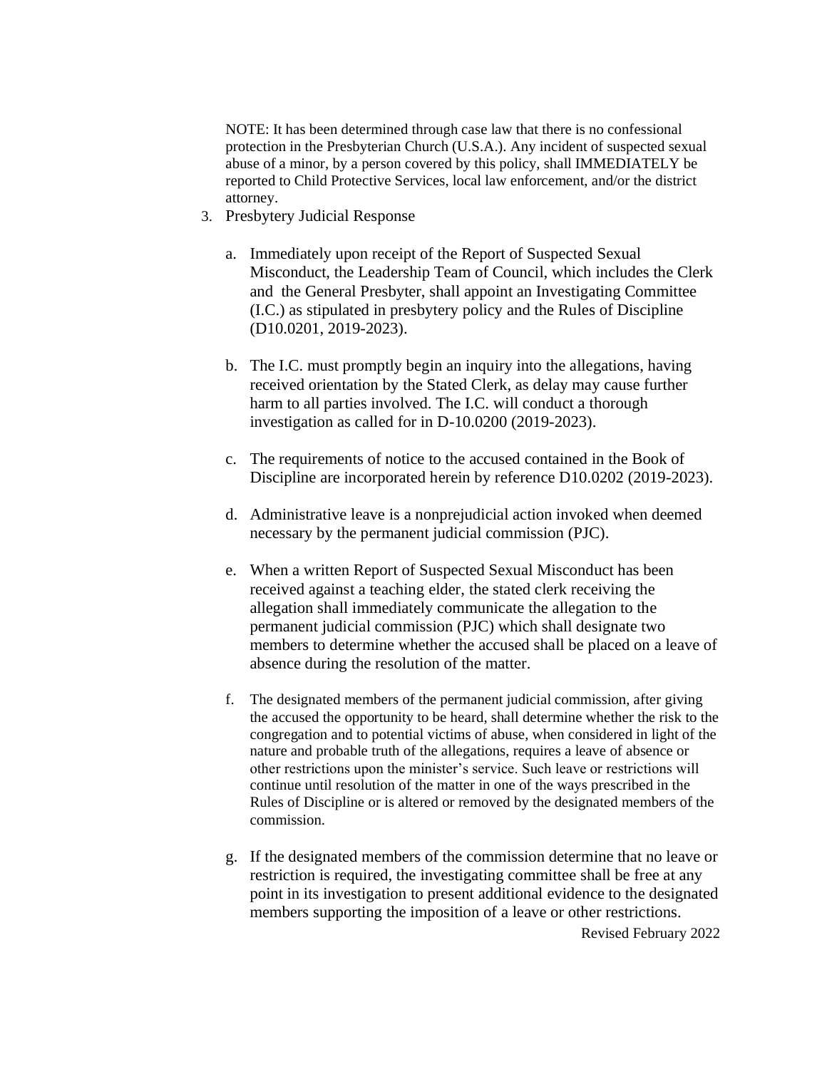NOTE: It has been determined through case law that there is no confessional protection in the Presbyterian Church (U.S.A.). Any incident of suspected sexual abuse of a minor, by a person covered by this policy, shall IMMEDIATELY be reported to Child Protective Services, local law enforcement, and/or the district attorney.

3. Presbytery Judicial Response

   a. Immediately upon receipt of the Report of Suspected Sexual Misconduct, the Leadership Team of Council, which includes the Clerk and the General Presbyter, shall appoint an Investigating Committee (I.C.) as stipulated in presbytery policy and the Rules of Discipline (D10.0201, 2019-2023).

   b. The I.C. must promptly begin an inquiry into the allegations, having received orientation by the Stated Clerk, as delay may cause further harm to all parties involved. The I.C. will conduct a thorough investigation as called for in D-10.0200 (2019-2023).

   c. The requirements of notice to the accused contained in the Book of Discipline are incorporated herein by reference D10.0202 (2019-2023).

   d. Administrative leave is a nonprejudicial action invoked when deemed necessary by the permanent judicial commission (PJC).

   e. When a written Report of Suspected Sexual Misconduct has been received against a teaching elder, the stated clerk receiving the allegation shall immediately communicate the allegation to the permanent judicial commission (PJC) which shall designate two members to determine whether the accused shall be placed on a leave of absence during the resolution of the matter.

   f. The designated members of the permanent judicial commission, after giving the accused the opportunity to be heard, shall determine whether the risk to the congregation and to potential victims of abuse, when considered in light of the nature and probable truth of the allegations, requires a leave of absence or other restrictions upon the minister's service. Such leave or restrictions will continue until resolution of the matter in one of the ways prescribed in the Rules of Discipline or is altered or removed by the designated members of the commission.

   g. If the designated members of the commission determine that no leave or restriction is required, the investigating committee shall be free at any point in its investigation to present additional evidence to the designated members supporting the imposition of a leave or other restrictions.

Revised February 2022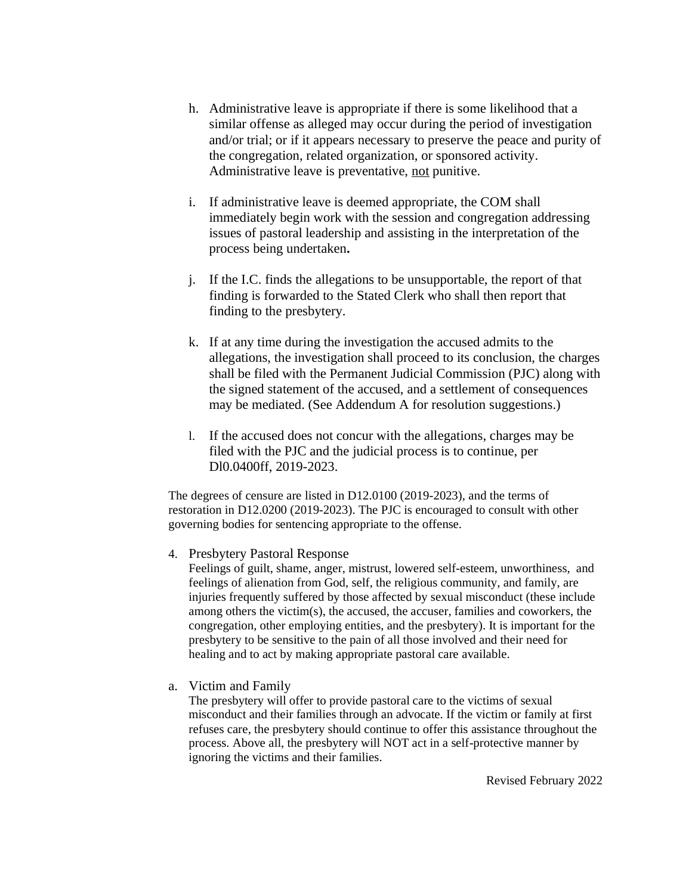h. Administrative leave is appropriate if there is some likelihood that a similar offense as alleged may occur during the period of investigation and/or trial; or if it appears necessary to preserve the peace and purity of the congregation, related organization, or sponsored activity. Administrative leave is preventative, <u>not</u> punitive.

i. If administrative leave is deemed appropriate, the COM shall immediately begin work with the session and congregation addressing issues of pastoral leadership and assisting in the interpretation of the process being undertaken**.**

j. If the I.C. finds the allegations to be unsupportable, the report of that finding is forwarded to the Stated Clerk who shall then report that finding to the presbytery.

k. If at any time during the investigation the accused admits to the allegations, the investigation shall proceed to its conclusion, the charges shall be filed with the Permanent Judicial Commission (PJC) along with the signed statement of the accused, and a settlement of consequences may be mediated. (See Addendum A for resolution suggestions.)

l. If the accused does not concur with the allegations, charges may be filed with the PJC and the judicial process is to continue, per Dl0.0400ff, 2019-2023.

The degrees of censure are listed in D12.0100 (2019-2023), and the terms of restoration in D12.0200 (2019-2023). The PJC is encouraged to consult with other governing bodies for sentencing appropriate to the offense.

4. Presbytery Pastoral Response

Feelings of guilt, shame, anger, mistrust, lowered self-esteem, unworthiness, and feelings of alienation from God, self, the religious community, and family, are injuries frequently suffered by those affected by sexual misconduct (these include among others the victim(s), the accused, the accuser, families and coworkers, the congregation, other employing entities, and the presbytery). It is important for the presbytery to be sensitive to the pain of all those involved and their need for healing and to act by making appropriate pastoral care available.

a. Victim and Family

The presbytery will offer to provide pastoral care to the victims of sexual misconduct and their families through an advocate. If the victim or family at first refuses care, the presbytery should continue to offer this assistance throughout the process. Above all, the presbytery will NOT act in a self-protective manner by ignoring the victims and their families.

Revised February 2022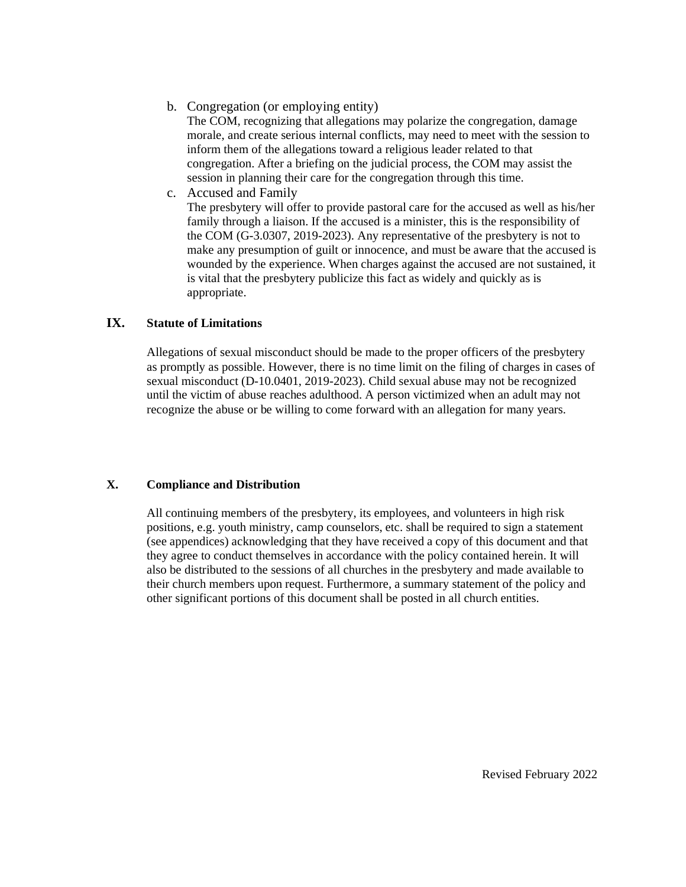b. Congregation (or employing entity)
   The COM, recognizing that allegations may polarize the congregation, damage morale, and create serious internal conflicts, may need to meet with the session to inform them of the allegations toward a religious leader related to that congregation. After a briefing on the judicial process, the COM may assist the session in planning their care for the congregation through this time.

c. Accused and Family
   The presbytery will offer to provide pastoral care for the accused as well as his/her family through a liaison. If the accused is a minister, this is the responsibility of the COM (G-3.0307, 2019-2023). Any representative of the presbytery is not to make any presumption of guilt or innocence, and must be aware that the accused is wounded by the experience. When charges against the accused are not sustained, it is vital that the presbytery publicize this fact as widely and quickly as is appropriate.

## IX. Statute of Limitations

Allegations of sexual misconduct should be made to the proper officers of the presbytery as promptly as possible. However, there is no time limit on the filing of charges in cases of sexual misconduct (D-10.0401, 2019-2023). Child sexual abuse may not be recognized until the victim of abuse reaches adulthood. A person victimized when an adult may not recognize the abuse or be willing to come forward with an allegation for many years.

## X. Compliance and Distribution

All continuing members of the presbytery, its employees, and volunteers in high risk positions, e.g. youth ministry, camp counselors, etc. shall be required to sign a statement (see appendices) acknowledging that they have received a copy of this document and that they agree to conduct themselves in accordance with the policy contained herein. It will also be distributed to the sessions of all churches in the presbytery and made available to their church members upon request. Furthermore, a summary statement of the policy and other significant portions of this document shall be posted in all church entities.

Revised February 2022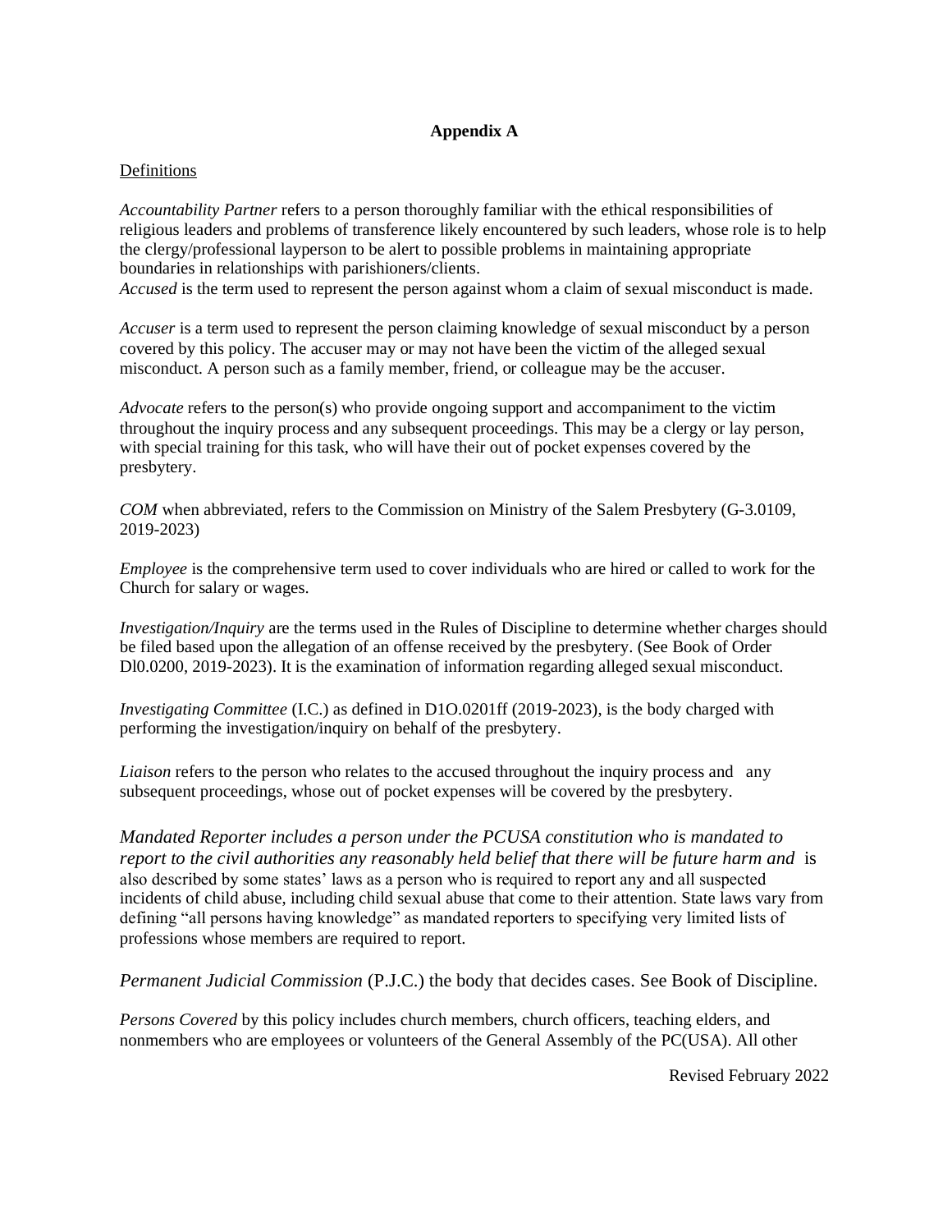**Appendix A**

Definitions

*Accountability Partner* refers to a person thoroughly familiar with the ethical responsibilities of religious leaders and problems of transference likely encountered by such leaders, whose role is to help the clergy/professional layperson to be alert to possible problems in maintaining appropriate boundaries in relationships with parishioners/clients.

*Accused* is the term used to represent the person against whom a claim of sexual misconduct is made.

*Accuser* is a term used to represent the person claiming knowledge of sexual misconduct by a person covered by this policy. The accuser may or may not have been the victim of the alleged sexual misconduct. A person such as a family member, friend, or colleague may be the accuser.

*Advocate* refers to the person(s) who provide ongoing support and accompaniment to the victim throughout the inquiry process and any subsequent proceedings. This may be a clergy or lay person, with special training for this task, who will have their out of pocket expenses covered by the presbytery.

*COM* when abbreviated, refers to the Commission on Ministry of the Salem Presbytery (G-3.0109, 2019-2023)

*Employee* is the comprehensive term used to cover individuals who are hired or called to work for the Church for salary or wages.

*Investigation/Inquiry* are the terms used in the Rules of Discipline to determine whether charges should be filed based upon the allegation of an offense received by the presbytery. (See Book of Order Dl0.0200, 2019-2023). It is the examination of information regarding alleged sexual misconduct.

*Investigating Committee* (I.C.) as defined in D1O.0201ff (2019-2023), is the body charged with performing the investigation/inquiry on behalf of the presbytery.

*Liaison* refers to the person who relates to the accused throughout the inquiry process and any subsequent proceedings, whose out of pocket expenses will be covered by the presbytery.

*Mandated Reporter includes a person under the PCUSA constitution who is mandated to report to the civil authorities any reasonably held belief that there will be future harm and* is also described by some states' laws as a person who is required to report any and all suspected incidents of child abuse, including child sexual abuse that come to their attention. State laws vary from defining "all persons having knowledge" as mandated reporters to specifying very limited lists of professions whose members are required to report.

*Permanent Judicial Commission* (P.J.C.) the body that decides cases. See Book of Discipline.

*Persons Covered* by this policy includes church members, church officers, teaching elders, and nonmembers who are employees or volunteers of the General Assembly of the PC(USA). All other

Revised February 2022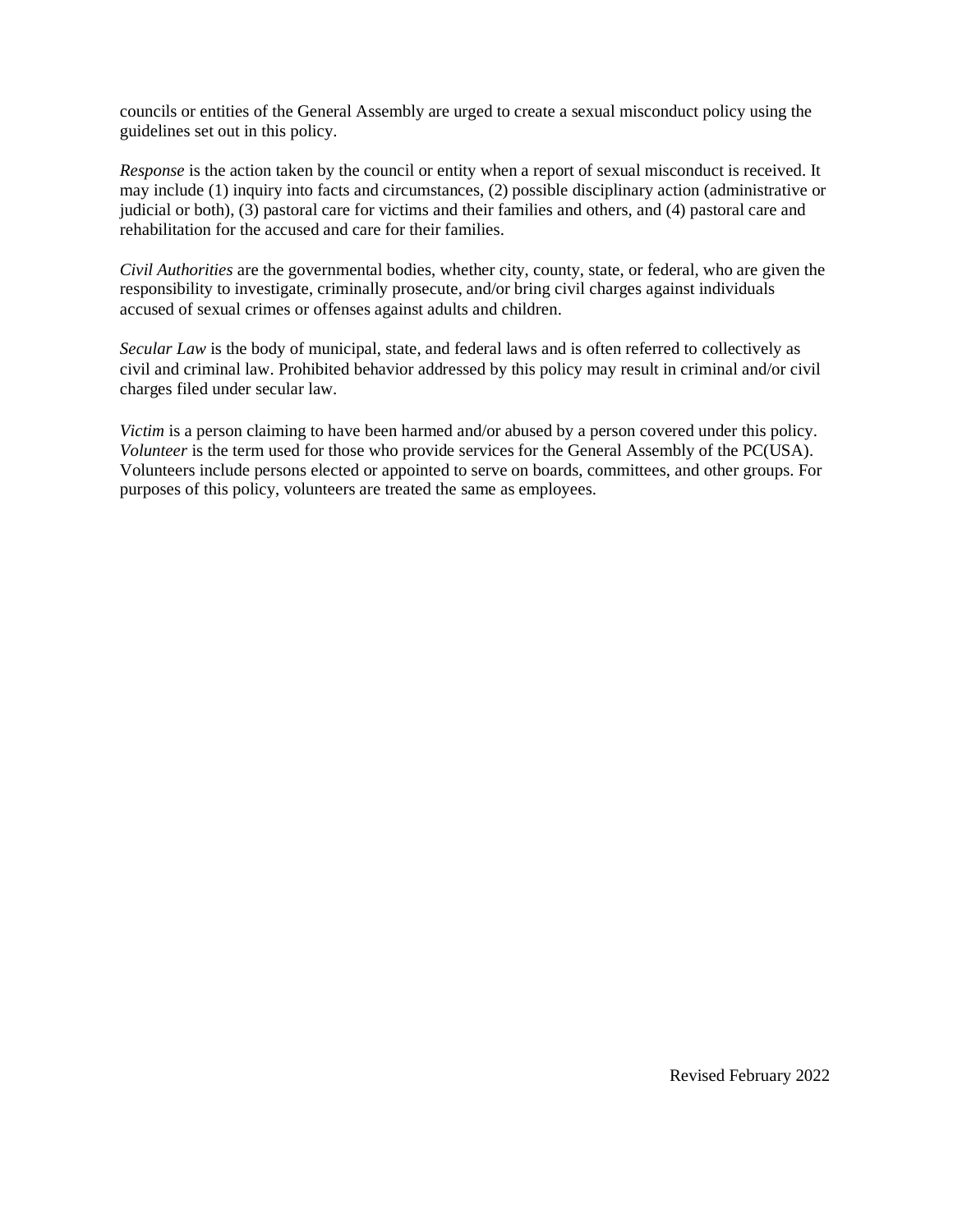councils or entities of the General Assembly are urged to create a sexual misconduct policy using the guidelines set out in this policy.

*Response* is the action taken by the council or entity when a report of sexual misconduct is received. It may include (1) inquiry into facts and circumstances, (2) possible disciplinary action (administrative or judicial or both), (3) pastoral care for victims and their families and others, and (4) pastoral care and rehabilitation for the accused and care for their families.

*Civil Authorities* are the governmental bodies, whether city, county, state, or federal, who are given the responsibility to investigate, criminally prosecute, and/or bring civil charges against individuals accused of sexual crimes or offenses against adults and children.

*Secular Law* is the body of municipal, state, and federal laws and is often referred to collectively as civil and criminal law. Prohibited behavior addressed by this policy may result in criminal and/or civil charges filed under secular law.

*Victim* is a person claiming to have been harmed and/or abused by a person covered under this policy.
*Volunteer* is the term used for those who provide services for the General Assembly of the PC(USA). Volunteers include persons elected or appointed to serve on boards, committees, and other groups. For purposes of this policy, volunteers are treated the same as employees.

Revised February 2022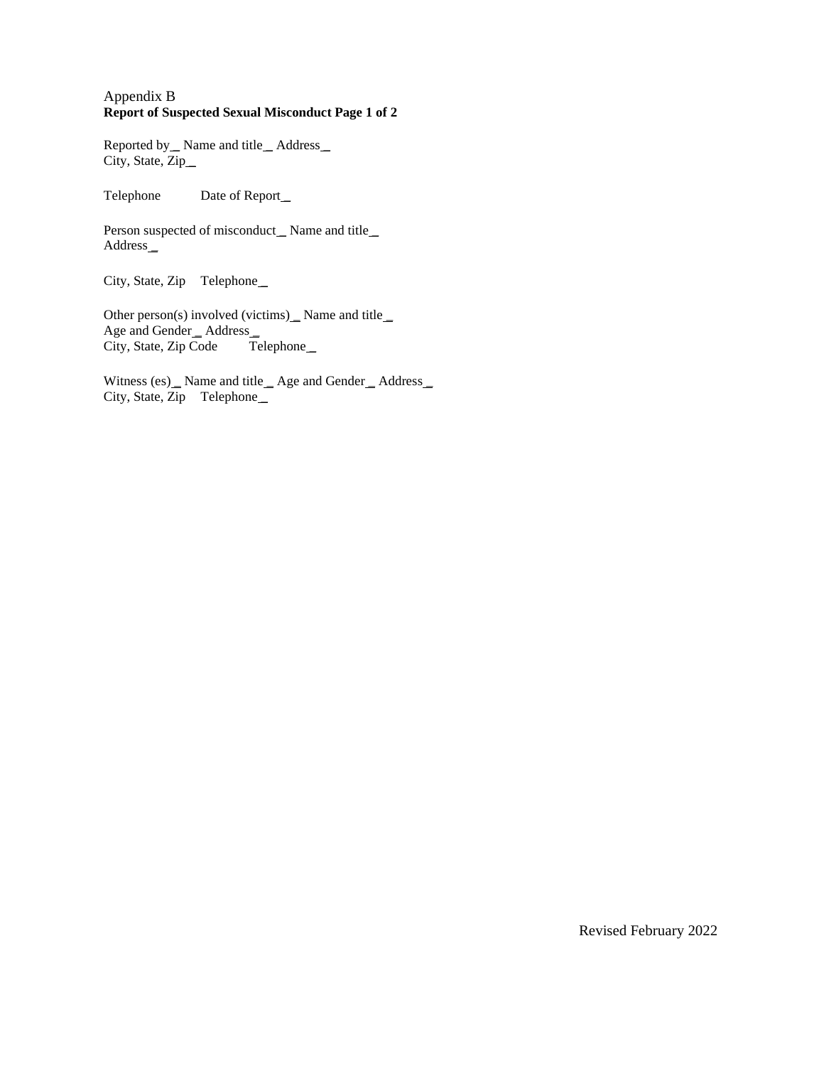Appendix B

**Report of Suspected Sexual Misconduct Page 1 of 2**

Reported by_ Name and title_ Address_
City, State, Zip_

Telephone Date of Report_

Person suspected of misconduct_ Name and title_
Address_

City, State, Zip Telephone_

Other person(s) involved (victims)_ Name and title_
Age and Gender_ Address_
City, State, Zip Code Telephone_

Witness (es)_ Name and title_ Age and Gender_ Address_
City, State, Zip Telephone_

Revised February 2022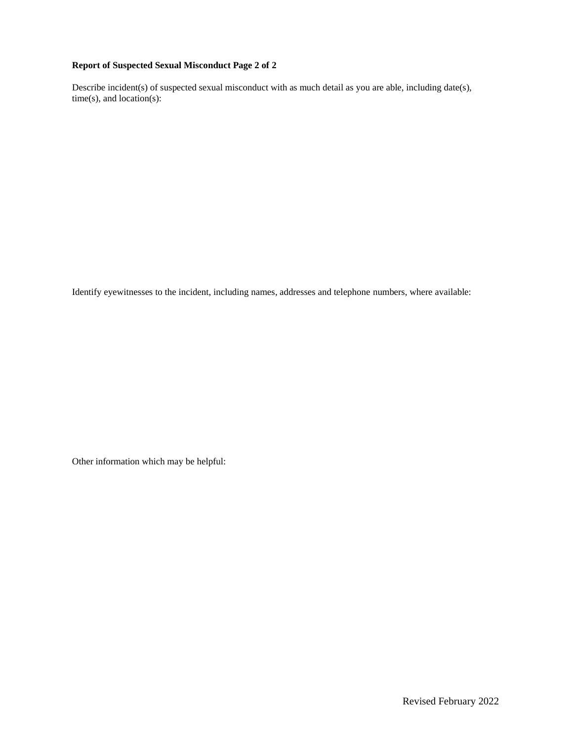**Report of Suspected Sexual Misconduct Page 2 of 2**

Describe incident(s) of suspected sexual misconduct with as much detail as you are able, including date(s), time(s), and location(s):

Identify eyewitnesses to the incident, including names, addresses and telephone numbers, where available:

Other information which may be helpful:

Revised February 2022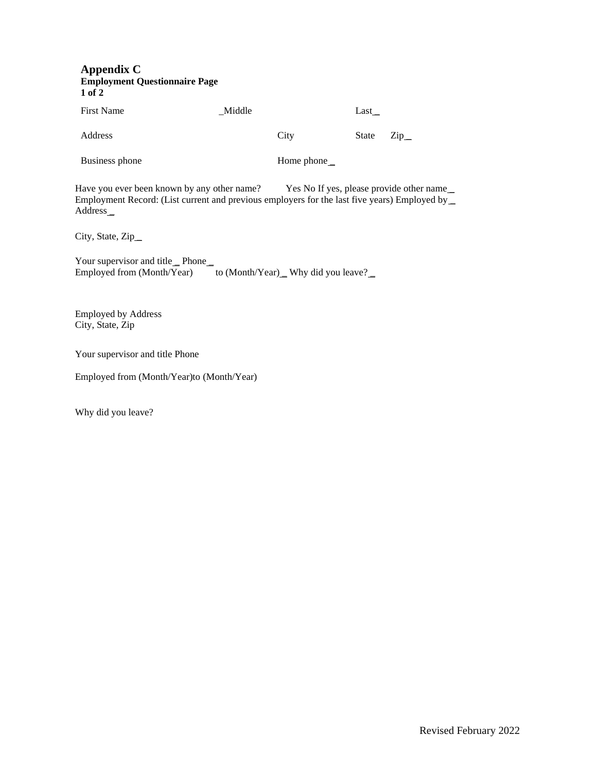## Appendix C

**Employment Questionnaire Page 1 of 2**

First Name _Middle Last_

Address City State Zip_

Business phone Home phone_

Have you ever been known by any other name? Yes No If yes, please provide other name_
Employment Record: (List current and previous employers for the last five years) Employed by_
Address_

City, State, Zip_

Your supervisor and title_ Phone_
Employed from (Month/Year) to (Month/Year)_ Why did you leave?_

Employed by Address
City, State, Zip

Your supervisor and title Phone

Employed from (Month/Year)to (Month/Year)

Why did you leave?

Revised February 2022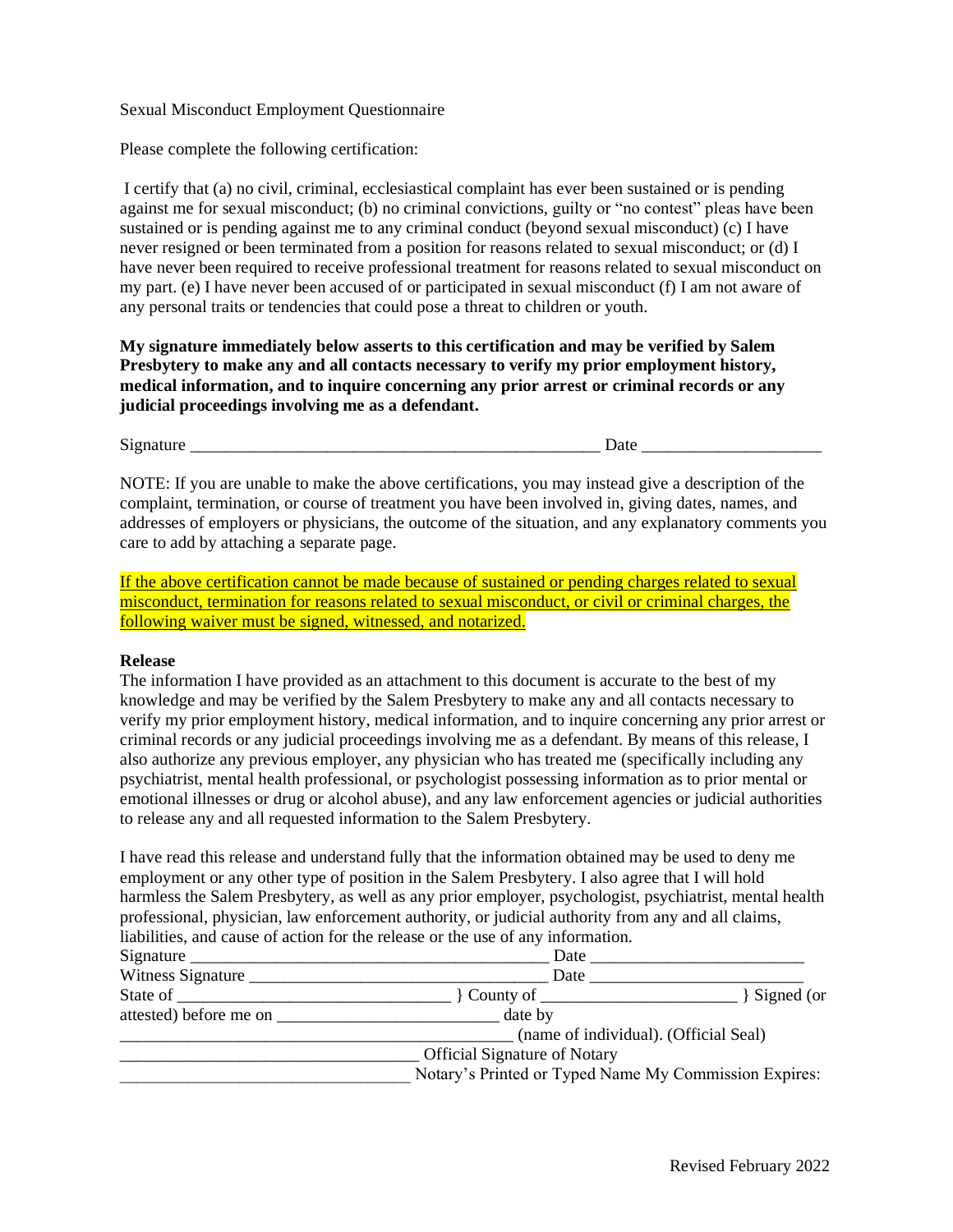Sexual Misconduct Employment Questionnaire

Please complete the following certification:

I certify that (a) no civil, criminal, ecclesiastical complaint has ever been sustained or is pending against me for sexual misconduct; (b) no criminal convictions, guilty or "no contest" pleas have been sustained or is pending against me to any criminal conduct (beyond sexual misconduct) (c) I have never resigned or been terminated from a position for reasons related to sexual misconduct; or (d) I have never been required to receive professional treatment for reasons related to sexual misconduct on my part. (e) I have never been accused of or participated in sexual misconduct (f) I am not aware of any personal traits or tendencies that could pose a threat to children or youth.

**My signature immediately below asserts to this certification and may be verified by Salem Presbytery to make any and all contacts necessary to verify my prior employment history, medical information, and to inquire concerning any prior arrest or criminal records or any judicial proceedings involving me as a defendant.**

Signature __________________________________________________ Date ____________________

NOTE: If you are unable to make the above certifications, you may instead give a description of the complaint, termination, or course of treatment you have been involved in, giving dates, names, and addresses of employers or physicians, the outcome of the situation, and any explanatory comments you care to add by attaching a separate page.

If the above certification cannot be made because of sustained or pending charges related to sexual misconduct, termination for reasons related to sexual misconduct, or civil or criminal charges, the following waiver must be signed, witnessed, and notarized.

**Release**

The information I have provided as an attachment to this document is accurate to the best of my knowledge and may be verified by the Salem Presbytery to make any and all contacts necessary to verify my prior employment history, medical information, and to inquire concerning any prior arrest or criminal records or any judicial proceedings involving me as a defendant. By means of this release, I also authorize any previous employer, any physician who has treated me (specifically including any psychiatrist, mental health professional, or psychologist possessing information as to prior mental or emotional illnesses or drug or alcohol abuse), and any law enforcement agencies or judicial authorities to release any and all requested information to the Salem Presbytery.

I have read this release and understand fully that the information obtained may be used to deny me employment or any other type of position in the Salem Presbytery. I also agree that I will hold harmless the Salem Presbytery, as well as any prior employer, psychologist, psychiatrist, mental health professional, physician, law enforcement authority, or judicial authority from any and all claims, liabilities, and cause of action for the release or the use of any information.

Signature __________________________________________ Date ________________________

Witness Signature ___________________________________ Date ________________________

State of ________________________________ } County of ______________________ } Signed (or attested) before me on _________________________ date by

______________________________________________ (name of individual). (Official Seal)

__________________________________ Official Signature of Notary

__________________________________ Notary's Printed or Typed Name My Commission Expires:

Revised February 2022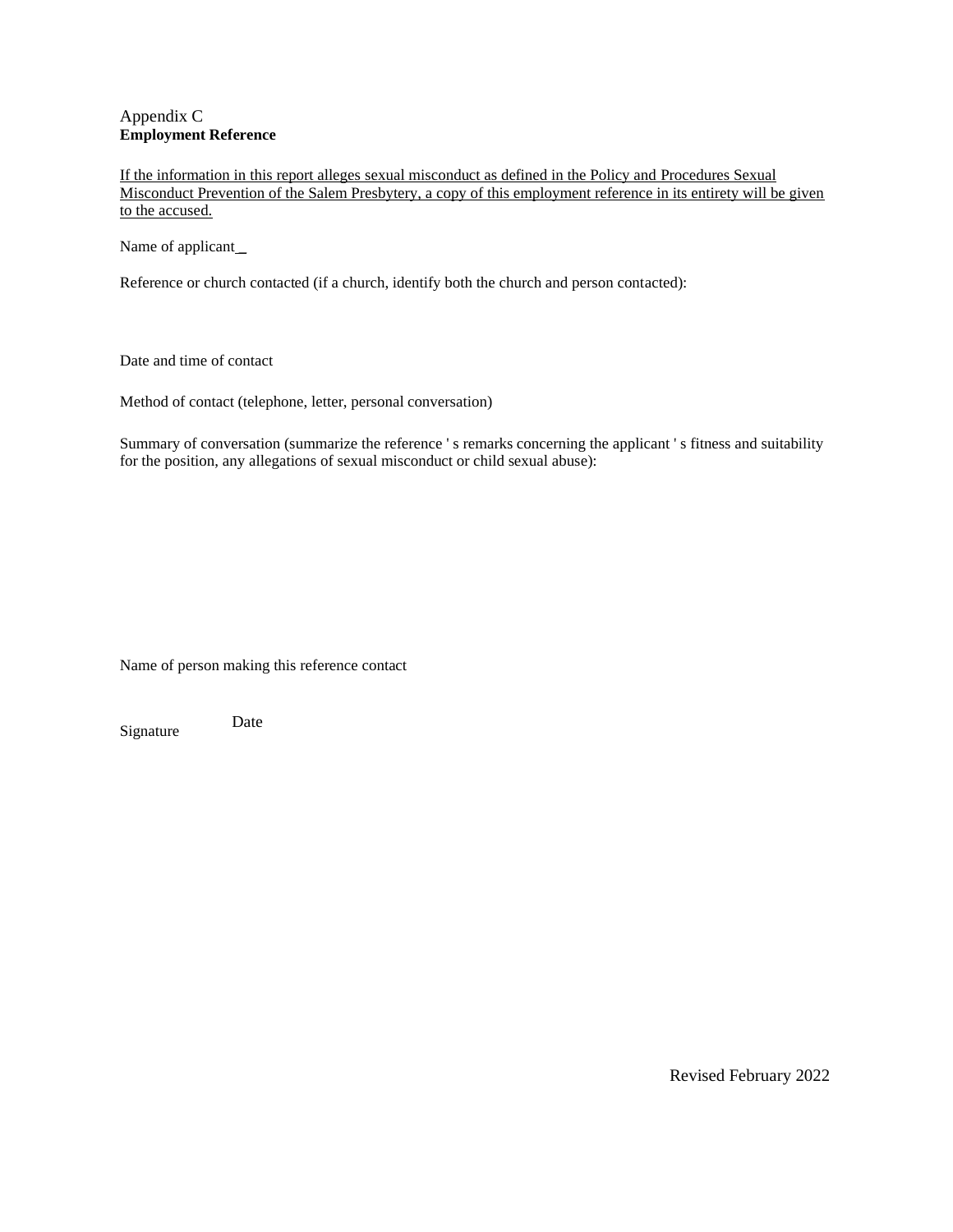Appendix C
**Employment Reference**

<u>If the information in this report alleges sexual misconduct as defined in the Policy and Procedures Sexual Misconduct Prevention of the Salem Presbytery, a copy of this employment reference in its entirety will be given to the accused.</u>

Name of applicant_

Reference or church contacted (if a church, identify both the church and person contacted):

Date and time of contact

Method of contact (telephone, letter, personal conversation)

Summary of conversation (summarize the reference ' s remarks concerning the applicant ' s fitness and suitability for the position, any allegations of sexual misconduct or child sexual abuse):

Name of person making this reference contact

Signature Date

Revised February 2022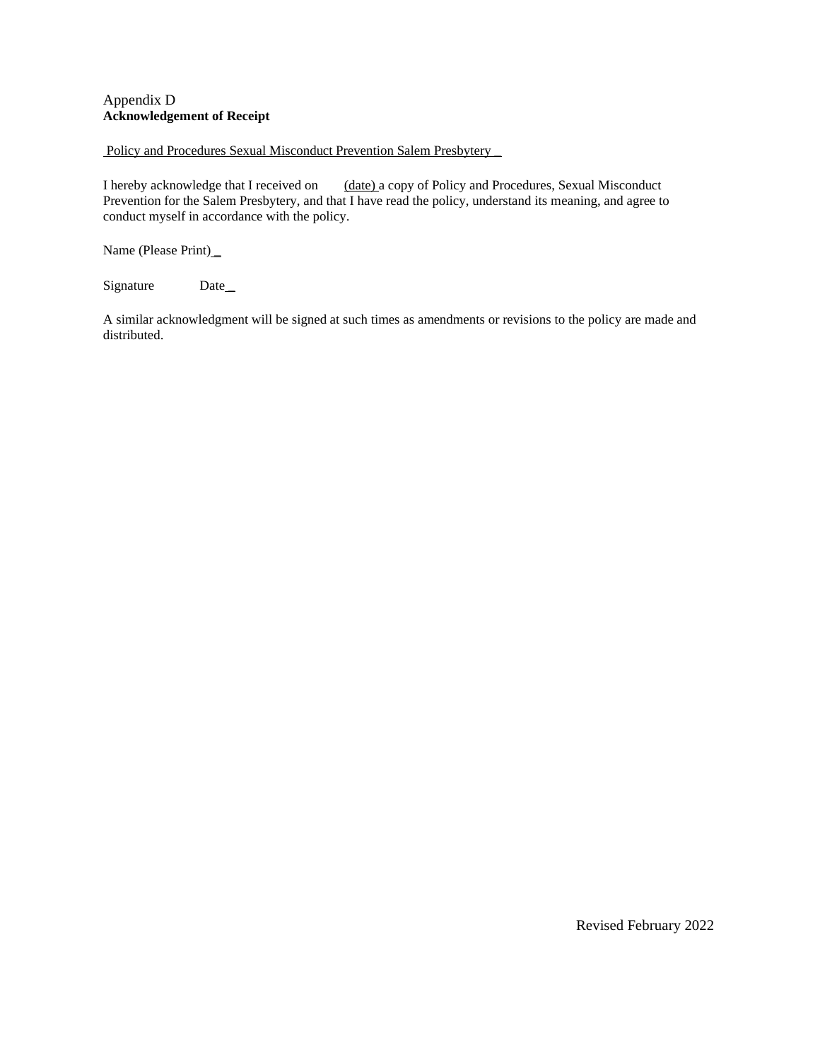Appendix D
**Acknowledgement of Receipt**

Policy and Procedures Sexual Misconduct Prevention Salem Presbytery _

I hereby acknowledge that I received on (date) a copy of Policy and Procedures, Sexual Misconduct Prevention for the Salem Presbytery, and that I have read the policy, understand its meaning, and agree to conduct myself in accordance with the policy.

Name (Please Print)_

Signature Date_

A similar acknowledgment will be signed at such times as amendments or revisions to the policy are made and distributed.

Revised February 2022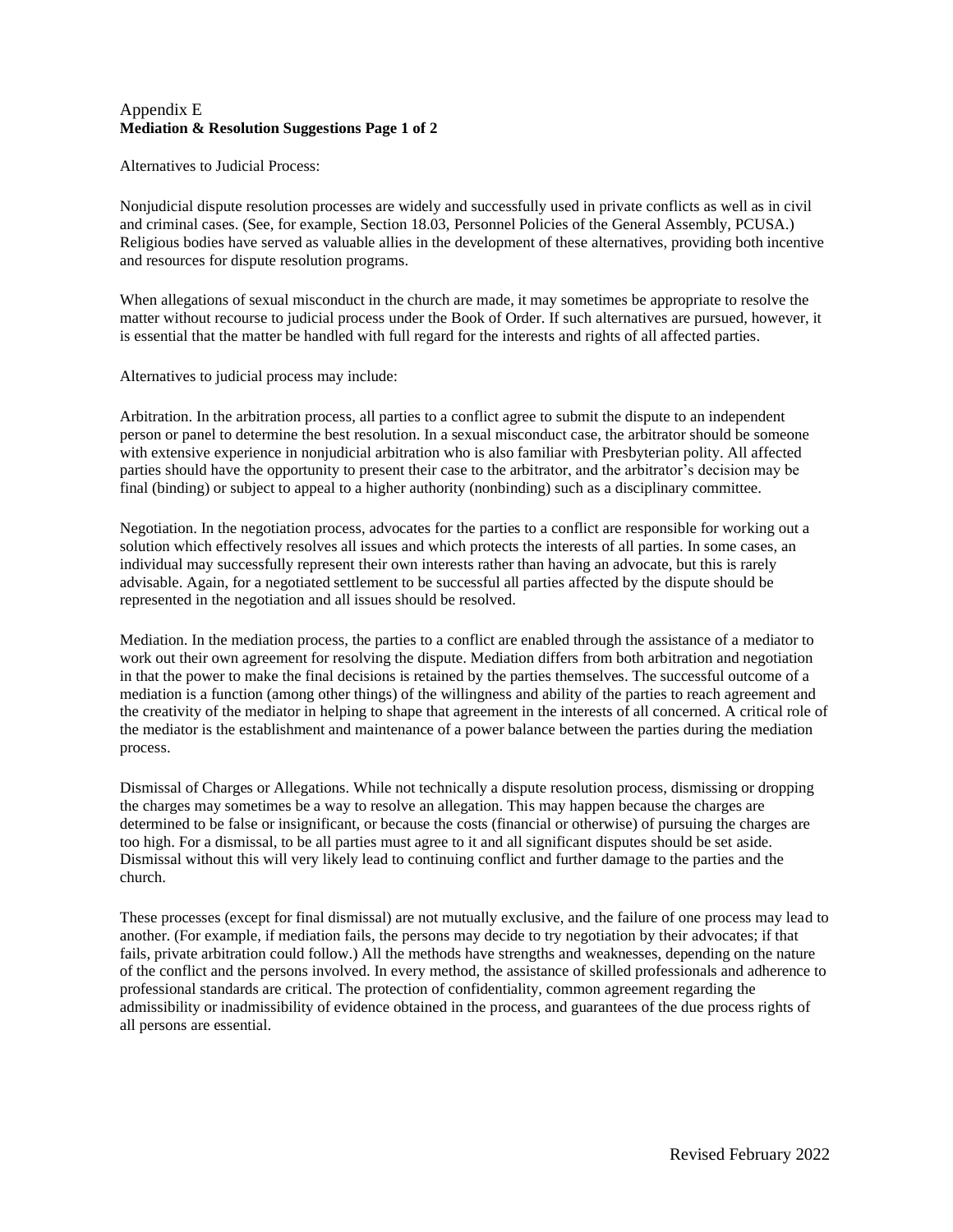# Appendix E

## Mediation & Resolution Suggestions Page 1 of 2

Alternatives to Judicial Process:

Nonjudicial dispute resolution processes are widely and successfully used in private conflicts as well as in civil and criminal cases. (See, for example, Section 18.03, Personnel Policies of the General Assembly, PCUSA.) Religious bodies have served as valuable allies in the development of these alternatives, providing both incentive and resources for dispute resolution programs.

When allegations of sexual misconduct in the church are made, it may sometimes be appropriate to resolve the matter without recourse to judicial process under the Book of Order. If such alternatives are pursued, however, it is essential that the matter be handled with full regard for the interests and rights of all affected parties.

Alternatives to judicial process may include:

Arbitration. In the arbitration process, all parties to a conflict agree to submit the dispute to an independent person or panel to determine the best resolution. In a sexual misconduct case, the arbitrator should be someone with extensive experience in nonjudicial arbitration who is also familiar with Presbyterian polity. All affected parties should have the opportunity to present their case to the arbitrator, and the arbitrator's decision may be final (binding) or subject to appeal to a higher authority (nonbinding) such as a disciplinary committee.

Negotiation. In the negotiation process, advocates for the parties to a conflict are responsible for working out a solution which effectively resolves all issues and which protects the interests of all parties. In some cases, an individual may successfully represent their own interests rather than having an advocate, but this is rarely advisable. Again, for a negotiated settlement to be successful all parties affected by the dispute should be represented in the negotiation and all issues should be resolved.

Mediation. In the mediation process, the parties to a conflict are enabled through the assistance of a mediator to work out their own agreement for resolving the dispute. Mediation differs from both arbitration and negotiation in that the power to make the final decisions is retained by the parties themselves. The successful outcome of a mediation is a function (among other things) of the willingness and ability of the parties to reach agreement and the creativity of the mediator in helping to shape that agreement in the interests of all concerned. A critical role of the mediator is the establishment and maintenance of a power balance between the parties during the mediation process.

Dismissal of Charges or Allegations. While not technically a dispute resolution process, dismissing or dropping the charges may sometimes be a way to resolve an allegation. This may happen because the charges are determined to be false or insignificant, or because the costs (financial or otherwise) of pursuing the charges are too high. For a dismissal, to be all parties must agree to it and all significant disputes should be set aside. Dismissal without this will very likely lead to continuing conflict and further damage to the parties and the church.

These processes (except for final dismissal) are not mutually exclusive, and the failure of one process may lead to another. (For example, if mediation fails, the persons may decide to try negotiation by their advocates; if that fails, private arbitration could follow.) All the methods have strengths and weaknesses, depending on the nature of the conflict and the persons involved. In every method, the assistance of skilled professionals and adherence to professional standards are critical. The protection of confidentiality, common agreement regarding the admissibility or inadmissibility of evidence obtained in the process, and guarantees of the due process rights of all persons are essential.

Revised February 2022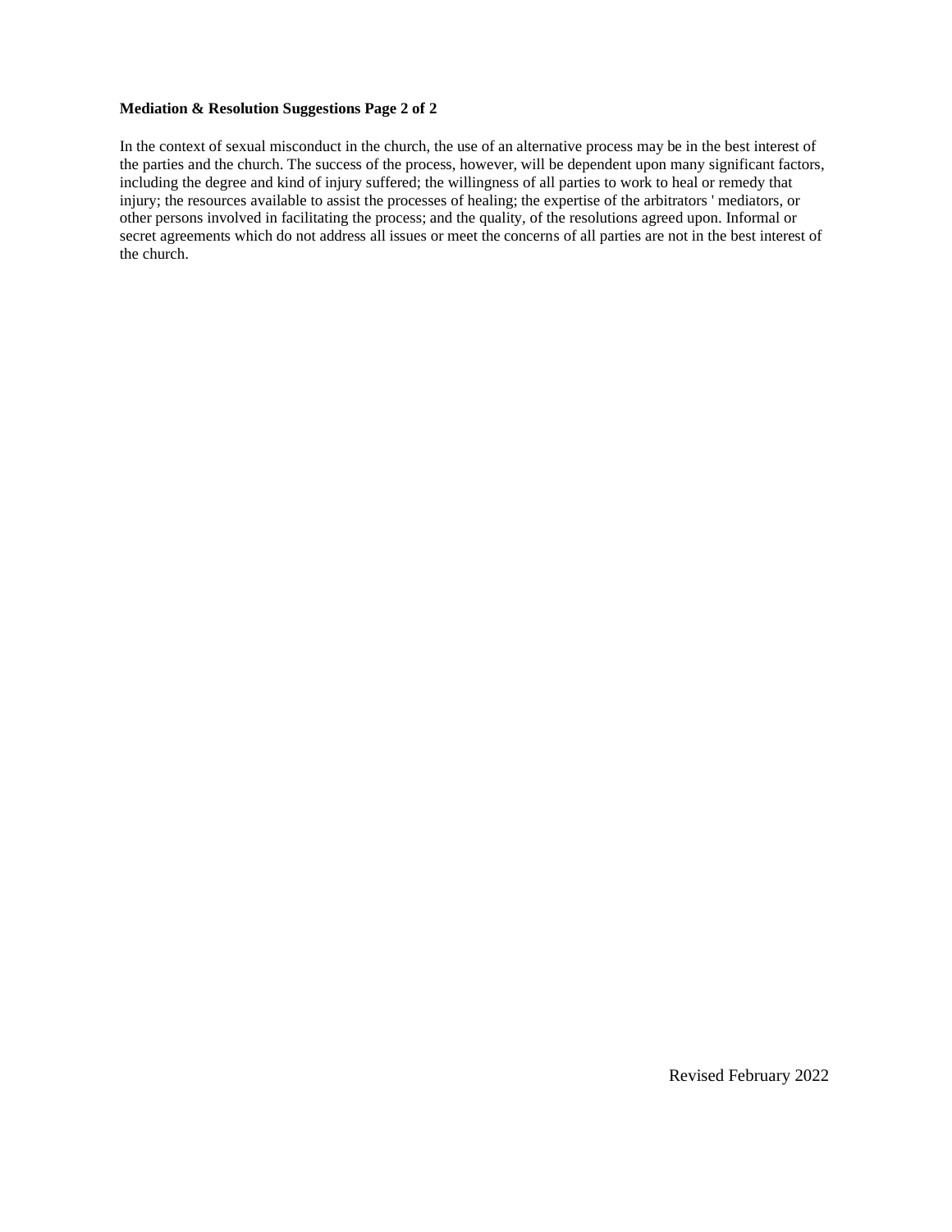**Mediation & Resolution Suggestions Page 2 of 2**

In the context of sexual misconduct in the church, the use of an alternative process may be in the best interest of the parties and the church. The success of the process, however, will be dependent upon many significant factors, including the degree and kind of injury suffered; the willingness of all parties to work to heal or remedy that injury; the resources available to assist the processes of healing; the expertise of the arbitrators ' mediators, or other persons involved in facilitating the process; and the quality, of the resolutions agreed upon. Informal or secret agreements which do not address all issues or meet the concerns of all parties are not in the best interest of the church.

Revised February 2022